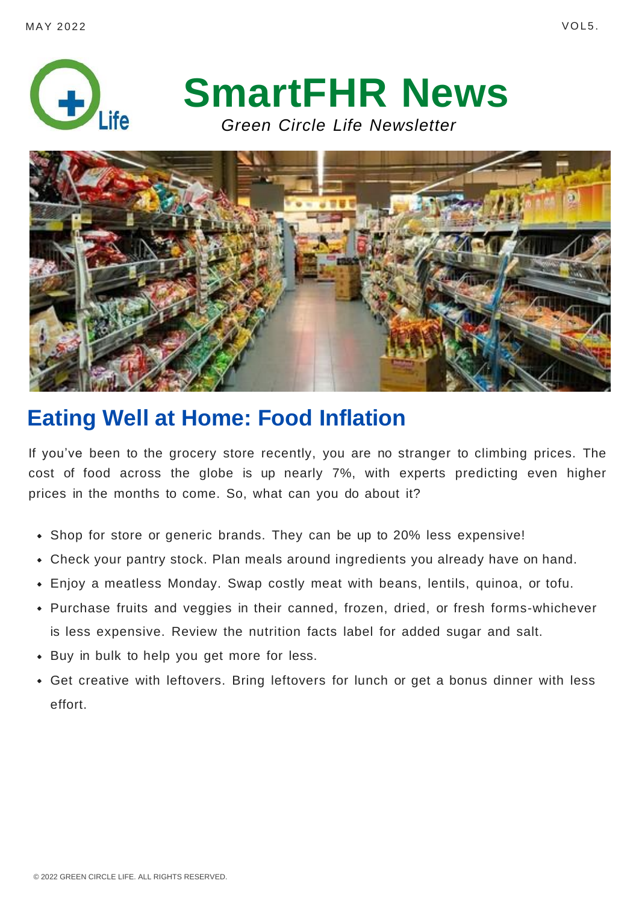MAY 2022 VOL5.

# SmartFHR News

*Green Circle Life Newsletter*

## Eating Well at Home: Food Inflation

If you've been to the grocery store recently, you are no stranger to climbing prices. The cost of food across the globe is up nearly 7%, with experts predicting even higher prices in the months to come. So, what can you do about it?

- Shop for store or generic brands. They can be up to 20% less expensive!
- Check your pantry stock. Plan meals around ingredients you already have on hand.
- Enjoy a meatless Monday. Swap costly meat with beans, lentils, quinoa, or tofu.
- Purchase fruits and veggies in their canned, frozen, dried, or fresh forms-whichever is less expensive. Review the nutrition facts label for added sugar and salt.
- Buy in bulk to help you get more for less.
- Get creative with leftovers. Bring leftovers for lunch or get a bonus dinner with less effort.

© 2022 GREEN CIRCLE LIFE. ALL RIGHTS RESERVED.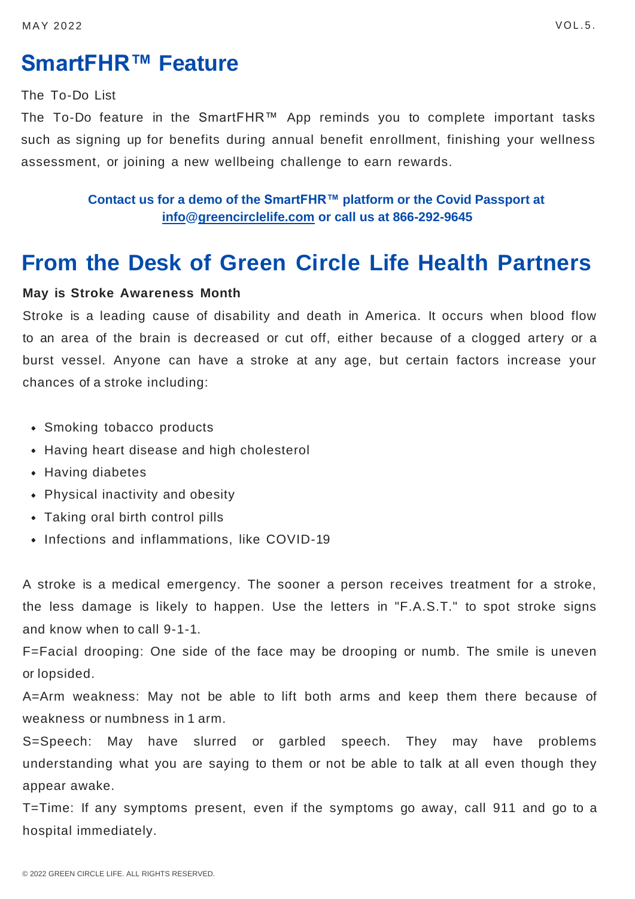## SmartFHR™ Feature

The To-Do List

The To-Do feature in the SmartFHR™ App reminds you to complete important tasks such as signing up for benefits during annual benefit enrollment, finishing your wellness assessment, or joining a new wellbeing challenge to earn rewards.

**Contact us for a demo of the SmartFHR™ platform or the Covid Passport at info@greencirclelife.com or call us at 866-292-9645**

## From the Desk of Green Circle Life Health Partners

**May is Stroke Awareness Month**

Stroke is a leading cause of disability and death in America. It occurs when blood flow to an area of the brain is decreased or cut off, either because of a clogged artery or a burst vessel. Anyone can have a stroke at any age, but certain factors increase your chances of a stroke including:

- Smoking tobacco products
- Having heart disease and high cholesterol
- Having diabetes
- Physical inactivity and obesity
- Taking oral birth control pills
- Infections and inflammations, like COVID-19

A stroke is a medical emergency. The sooner a person receives treatment for a stroke, the less damage is likely to happen. Use the letters in "F.A.S.T." to spot stroke signs and know when to call 9-1-1.

F=Facial drooping: One side of the face may be drooping or numb. The smile is uneven or lopsided.

A=Arm weakness: May not be able to lift both arms and keep them there because of weakness or numbness in 1 arm.

S=Speech: May have slurred or garbled speech. They may have problems understanding what you are saying to them or not be able to talk at all even though they appear awake.

T=Time: If any symptoms present, even if the symptoms go away, call 911 and go to a hospital immediately.

© 2022 GREEN CIRCLE LIFE. ALL RIGHTS RESERVED.